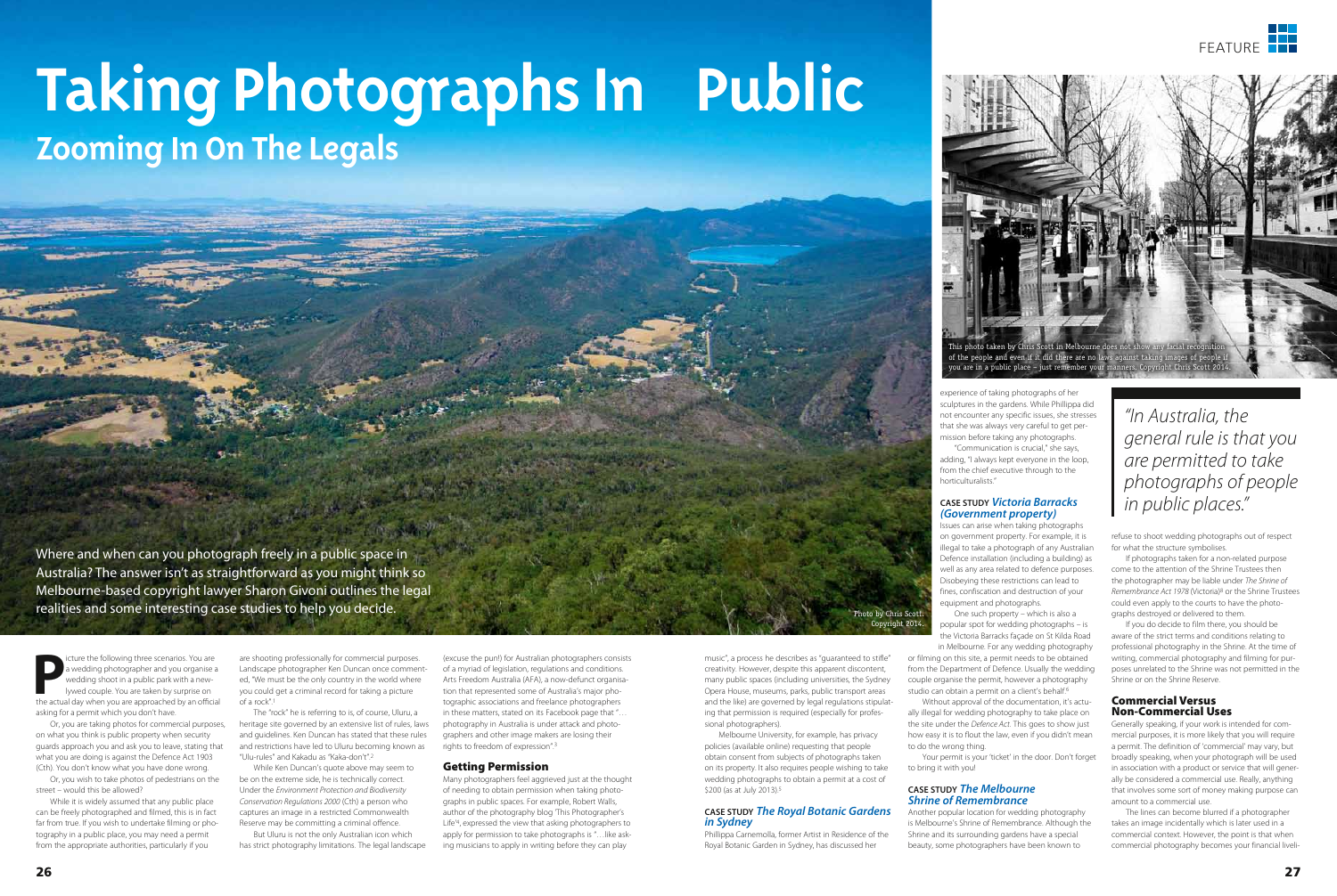# Taking Photographs In Public

## Zooming In On The Legals

Where and when can you photograph freely in a public space in Australia? The answer isn't as straightforward as you might think so Melbourne-based copyright lawyer Sharon Givoni outlines the legal realities and some interesting case studies to help you decide.

Photo by Chris Scott. Copyright 2014.

Picture the following three scenarios. You are a wedding photographer and you organise a wedding shoot in a public park with a newlywed couple. You are taken by surprise on the actual day when you are approached by an official asking for a permit which you don't have.

Or, you are taking photos for commercial purposes, on what you think is public property when security guards approach you and ask you to leave, stating that what you are doing is against the Defence Act 1903 (Cth). You don't know what you have done wrong.

Or, you wish to take photos of pedestrians on the street – would this be allowed?

While it is widely assumed that any public place can be freely photographed and filmed, this is in fact far from true. If you wish to undertake filming or photography in a public place, you may need a permit from the appropriate authorities, particularly if you are shooting professionally for commercial purposes. Landscape photographer Ken Duncan once commented, "We must be the only country in the world where you could get a criminal record for taking a picture of a rock".[1]

The "rock" he is referring to is, of course, Uluru, a heritage site governed by an extensive list of rules, laws and guidelines. Ken Duncan has stated that these rules and restrictions have led to Uluru becoming known as "Ulu-rules" and Kakadu as "Kaka-don't".[2]

While Ken Duncan's quote above may seem to be on the extreme side, he is technically correct. Under the *Environment Protection and Biodiversity Conservation Regulations 2000* (Cth) a person who captures an image in a restricted Commonwealth Reserve may be committing a criminal offence.

But Uluru is not the only Australian icon which has strict photography limitations. The legal landscape (excuse the pun!) for Australian photographers consists of a myriad of legislation, regulations and conditions. Arts Freedom Australia (AFA), a now-defunct organisation that represented some of Australia's major photographic associations and freelance photographers in these matters, stated on its Facebook page that "…photography in Australia is under attack and photographers and other image makers are losing their rights to freedom of expression".[3]

### Getting Permission

Many photographers feel aggrieved just at the thought of needing to obtain permission when taking photographs in public spaces. For example, Robert Walls, author of the photography blog 'This Photographer's Life'[4], expressed the view that asking photographers to apply for permission to take photographs is "…like asking musicians to apply in writing before they can play music", a process he describes as "guaranteed to stifle" creativity. However, despite this apparent discontent, many public spaces (including universities, the Sydney Opera House, museums, parks, public transport areas and the like) are governed by legal regulations stipulating that permission is required (especially for professional photographers).

Melbourne University, for example, has privacy policies (available online) requesting that people obtain consent from subjects of photographs taken on its property. It also requires people wishing to take wedding photographs to obtain a permit at a cost of $200 (as at July 2013).[5]

### CASE STUDY *The Royal Botanic Gardens in Sydney*

Phillippa Carnemolla, former Artist in Residence of the Royal Botanic Garden in Sydney, has discussed her experience of taking photographs of her sculptures in the gardens. While Phillippa did not encounter any specific issues, she stresses that she was always very careful to get permission before taking any photographs.

"Communication is crucial," she says, adding, "I always kept everyone in the loop, from the chief executive through to the horticulturalists."

### CASE STUDY *Victoria Barracks (Government property)*

Issues can arise when taking photographs on government property. For example, it is illegal to take a photograph of any Australian Defence installation (including a building) as well as any area related to defence purposes. Disobeying these restrictions can lead to fines, confiscation and destruction of your equipment and photographs.

One such property – which is also a popular spot for wedding photographs – is the Victoria Barracks façade on St Kilda Road in Melbourne. For any wedding photography or filming on this site, a permit needs to be obtained from the Department of Defence. Usually the wedding couple organise the permit, however a photography studio can obtain a permit on a client's behalf.[6]

Without approval of the documentation, it's actually illegal for wedding photography to take place on the site under the *Defence Act*. This goes to show just how easy it is to flout the law, even if you didn't mean to do the wrong thing.

Your permit is your 'ticket' in the door. Don't forget to bring it with you!

### CASE STUDY *The Melbourne Shrine of Remembrance*

Another popular location for wedding photography is Melbourne's Shrine of Remembrance. Although the Shrine and its surrounding gardens have a special beauty, some photographers have been known to refuse to shoot wedding photographs out of respect for what the structure symbolises.

This photo taken by Chris Scott in Melbourne does not show any facial recognition of the people and even if it did there are no laws against taking images of people if you are in a public place – just remember your manners. Copyright Chris Scott 2014.

*"In Australia, the general rule is that you are permitted to take photographs of people in public places."*

If photographs taken for a non-related purpose come to the attention of the Shrine Trustees then the photographer may be liable under *The Shrine of Remembrance Act 1978* (Victoria)[8] or the Shrine Trustees could even apply to the courts to have the photographs destroyed or delivered to them.

If you do decide to film there, you should be aware of the strict terms and conditions relating to professional photography in the Shrine. At the time of writing, commercial photography and filming for purposes unrelated to the Shrine was not permitted in the Shrine or on the Shrine Reserve.

### Commercial Versus Non-Commercial Uses

Generally speaking, if your work is intended for commercial purposes, it is more likely that you will require a permit. The definition of 'commercial' may vary, but broadly speaking, when your photograph will be used in association with a product or service that will generally be considered a commercial use. Really, anything that involves some sort of money making purpose can amount to a commercial use.

The lines can become blurred if a photographer takes an image incidentally which is later used in a commercial context. However, the point is that when commercial photography becomes your financial liveli-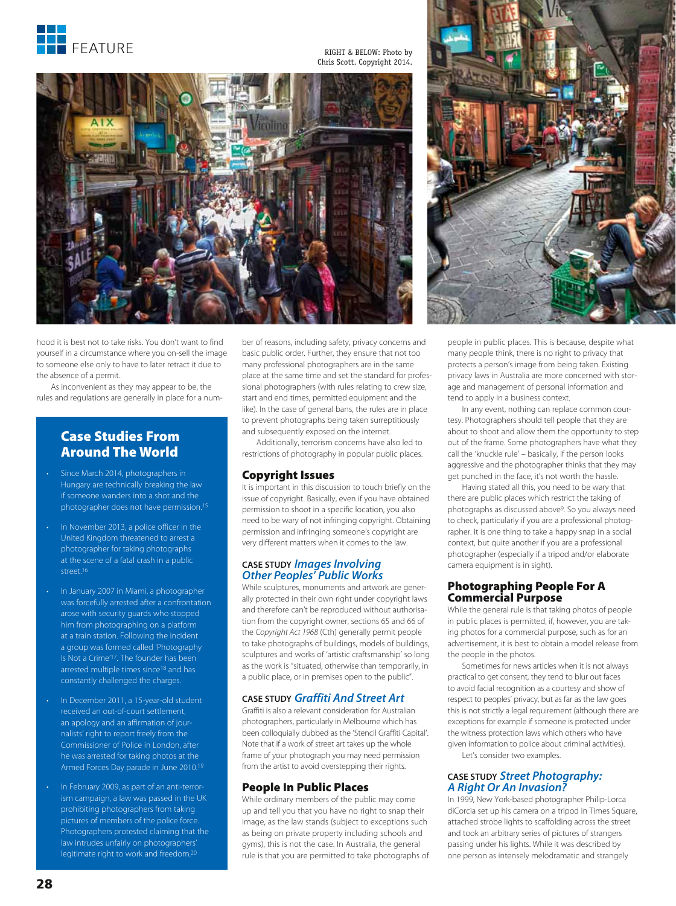RIGHT & BELOW: Photo by Chris Scott. Copyright 2014.

hood it is best not to take risks. You don't want to find yourself in a circumstance where you on-sell the image to someone else only to have to later retract it due to the absence of a permit.

As inconvenient as they may appear to be, the rules and regulations are generally in place for a number of reasons, including safety, privacy concerns and basic public order. Further, they ensure that not too many professional photographers are in the same place at the same time and set the standard for professional photographers (with rules relating to crew size, start and end times, permitted equipment and the like). In the case of general bans, the rules are in place to prevent photographs being taken surreptitiously and subsequently exposed on the internet.

Additionally, terrorism concerns have also led to restrictions of photography in popular public places.

## Case Studies From Around The World

- Since March 2014, photographers in Hungary are technically breaking the law if someone wanders into a shot and the photographer does not have permission.[15]
- In November 2013, a police officer in the United Kingdom threatened to arrest a photographer for taking photographs at the scene of a fatal crash in a public street.[16]
- In January 2007 in Miami, a photographer was forcefully arrested after a confrontation arose with security guards who stopped him from photographing on a platform at a train station. Following the incident a group was formed called 'Photography Is Not a Crime'[17]. The founder has been arrested multiple times since[18] and has constantly challenged the charges.
- In December 2011, a 15-year-old student received an out-of-court settlement, an apology and an affirmation of journalists' right to report freely from the Commissioner of Police in London, after he was arrested for taking photos at the Armed Forces Day parade in June 2010.[19]
- In February 2009, as part of an anti-terrorism campaign, a law was passed in the UK prohibiting photographers from taking pictures of members of the police force. Photographers protested claiming that the law intrudes unfairly on photographers' legitimate right to work and freedom.[20]

## Copyright Issues

It is important in this discussion to touch briefly on the issue of copyright. Basically, even if you have obtained permission to shoot in a specific location, you also need to be wary of not infringing copyright. Obtaining permission and infringing someone's copyright are very different matters when it comes to the law.

### CASE STUDY *Images Involving Other Peoples' Public Works*

While sculptures, monuments and artwork are generally protected in their own right under copyright laws and therefore can't be reproduced without authorisation from the copyright owner, sections 65 and 66 of the *Copyright Act 1968* (Cth) generally permit people to take photographs of buildings, models of buildings, sculptures and works of 'artistic craftsmanship' so long as the work is "situated, otherwise than temporarily, in a public place, or in premises open to the public".

### CASE STUDY *Graffiti And Street Art*

Graffiti is also a relevant consideration for Australian photographers, particularly in Melbourne which has been colloquially dubbed as the 'Stencil Graffiti Capital'. Note that if a work of street art takes up the whole frame of your photograph you may need permission from the artist to avoid overstepping their rights.

## People In Public Places

While ordinary members of the public may come up and tell you that you have no right to snap their image, as the law stands (subject to exceptions such as being on private property including schools and gyms), this is not the case. In Australia, the general rule is that you are permitted to take photographs of people in public places. This is because, despite what many people think, there is no right to privacy that protects a person's image from being taken. Existing privacy laws in Australia are more concerned with storage and management of personal information and tend to apply in a business context.

In any event, nothing can replace common courtesy. Photographers should tell people that they are about to shoot and allow them the opportunity to step out of the frame. Some photographers have what they call the 'knuckle rule' – basically, if the person looks aggressive and the photographer thinks that they may get punched in the face, it's not worth the hassle.

Having stated all this, you need to be wary that there are public places which restrict the taking of photographs as discussed above[9]. So you always need to check, particularly if you are a professional photographer. It is one thing to take a happy snap in a social context, but quite another if you are a professional photographer (especially if a tripod and/or elaborate camera equipment is in sight).

## Photographing People For A Commercial Purpose

While the general rule is that taking photos of people in public places is permitted, if, however, you are taking photos for a commercial purpose, such as for an advertisement, it is best to obtain a model release from the people in the photos.

Sometimes for news articles when it is not always practical to get consent, they tend to blur out faces to avoid facial recognition as a courtesy and show of respect to peoples' privacy, but as far as the law goes this is not strictly a legal requirement (although there are exceptions for example if someone is protected under the witness protection laws which others who have given information to police about criminal activities).

Let's consider two examples.

### CASE STUDY *Street Photography: A Right Or An Invasion?*

In 1999, New York-based photographer Philip-Lorca diCorcia set up his camera on a tripod in Times Square, attached strobe lights to scaffolding across the street and took an arbitrary series of pictures of strangers passing under his lights. While it was described by one person as intensely melodramatic and strangely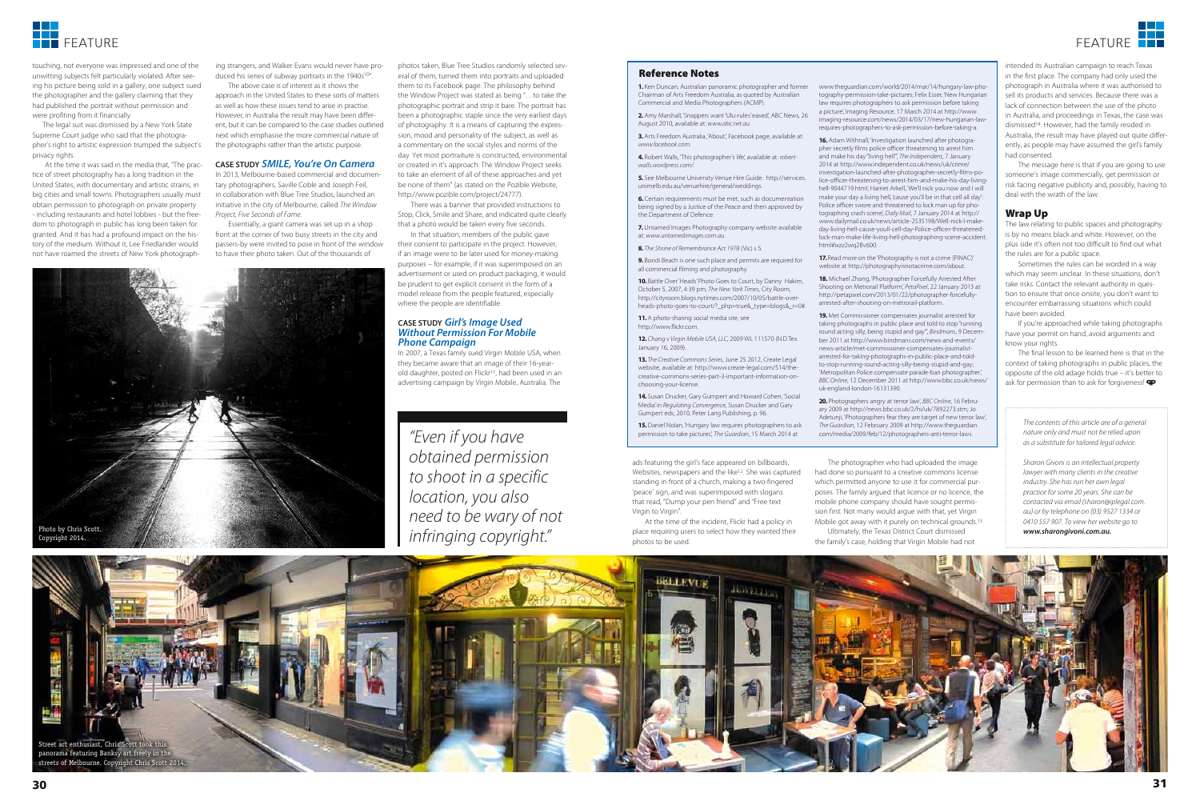touching, not everyone was impressed and one of the unwitting subjects felt particularly violated. After seeing his picture being sold in a gallery, one subject sued the photographer and the gallery claiming that they had published the portrait without permission and were profiting from it financially.

The legal suit was dismissed by a New York State Supreme Court judge who said that the photographer's right to artistic expression trumped the subject's privacy rights.

At the time it was said in the media that, "The practice of street photography has a long tradition in the United States, with documentary and artistic strains, in big cities and small towns. Photographers usually must obtain permission to photograph on private property - including restaurants and hotel lobbies - but the freedom to photograph in public has long been taken for granted. And it has had a profound impact on the history of the medium. Without it, Lee Friedlander would not have roamed the streets of New York photographing strangers, and Walker Evans would never have produced his series of subway portraits in the 1940s[10]".

The above case is of interest as it shows the approach in the United States to these sorts of matters as well as how these issues tend to arise in practise. However, in Australia the result may have been different, but it can be compared to the case studies outlined next which emphasise the more commercial nature of the photographs rather than the artistic purpose.

### CASE STUDY *SMILE, You're On Camera*

In 2013, Melbourne-based commercial and documentary photographers, Saville Coble and Joseph Feil, in collaboration with Blue Tree Studios, launched an initiative in the city of Melbourne, called *The Window Project, Five Seconds of Fame*.

Essentially, a giant camera was set up in a shop front at the corner of two busy streets in the city and passers-by were invited to pose in front of the window to have their photo taken. Out of the thousands of photos taken, Blue Tree Studios randomly selected several of them, turned them into portraits and uploaded them to its Facebook page. The philosophy behind the Window Project was stated as being "…to take the photographic portrait and strip it bare. The portrait has been a photographic staple since the very earliest days of photography. It is a means of capturing the expression, mood and personality of the subject, as well as a commentary on the social styles and norms of the day. Yet most portraiture is constructed, environmental or created in it's approach. The Window Project seeks to take an element of all of these approaches and yet be none of them" (as stated on the Pozible Website, http://www.pozible.com/project/24777).

There was a banner that provided instructions to Stop, Click, Smile and Share, and indicated quite clearly that a photo would be taken every five seconds.

In that situation, members of the public gave their consent to participate in the project. However, if an image were to be later used for money-making purposes – for example, if it was superimposed on an advertisement or used on product packaging, it would be prudent to get explicit consent in the form of a model release from the people featured, especially where the people are identifiable.

Photo by Chris Scott. Copyright 2014.

### CASE STUDY *Girl's Image Used Without Permission For Mobile Phone Campaign*

In 2007, a Texas family sued Virgin Mobile USA, when they became aware that an image of their 16-year-old daughter, posted on Flickr[11], had been used in an advertising campaign by Virgin Mobile, Australia. The ads featuring the girl's face appeared on billboards, Websites, newspapers and the like[12]. She was captured standing in front of a church, making a two-fingered 'peace' sign, and was superimposed with slogans that read, "Dump your pen friend" and "Free text Virgin to Virgin".

At the time of the incident, Flickr had a policy in place requiring users to select how they wanted their photos to be used.

The photographer who had uploaded the image had done so pursuant to a creative commons license which permitted anyone to use it for commercial purposes. The family argued that licence or no licence, the mobile phone company should have sought permission first. Not many would argue with that, yet Virgin Mobile got away with it purely on technical grounds.[13]

Ultimately, the Texas District Court dismissed the family's case, holding that Virgin Mobile had not intended its Australian campaign to reach Texas in the first place. The company had only used the photograph in Australia where it was authorised to sell its products and services. Because there was a lack of connection between the use of the photo in Australia, and proceedings in Texas, the case was dismissed[14]. However, had the family resided in Australia, the result may have played out quite differently, as people may have assumed the girl's family had consented.

The message here is that if you are going to use someone's image commercially, get permission or risk facing negative publicity and, possibly, having to deal with the wrath of the law.

*"Even if you have obtained permission to shoot in a specific location, you also need to be wary of not infringing copyright."*

## Wrap Up

The law relating to public spaces and photography is by no means black and white. However, on the plus side it's often not too difficult to find out what the rules are for a public space.

Sometimes the rules can be worded in a way which may seem unclear. In these situations, don't take risks. Contact the relevant authority in question to ensure that once onsite, you don't want to encounter embarrassing situations which could have been avoided.

If you're approached while taking photographs have your permit on hand, avoid arguments and know your rights.

The final lesson to be learned here is that in the context of taking photographs in public places, the opposite of the old adage holds true – it's better to ask for permission than to ask for forgiveness!

*The contents of this article are of a general nature only and must not be relied upon as a substitute for tailored legal advice.*

*Sharon Givoni is an intellectual property lawyer with many clients in the creative industry. She has run her own legal practice for some 20 years. She can be contacted via email (sharon@iplegal.com.au) or by telephone on (03) 9527 1334 or 0410 557 907. To view her website go to* ***www.sharongivoni.com.au.***

## Reference Notes

**1.** Ken Duncan, Australian panoramic photographer and former Chairman of Arts Freedom Australia, as quoted by Australian Commercial and Media Photographers (ACMP).

**2.** Amy Marshall, 'Snappers want 'Ulu-rules' eased', ABC News, 26 August 2010, available at: *www.abc.net.au.*

**3.** Arts Freedom Australia, 'About', Facebook page, available at: *www.facebook.com.*

**4.** Robert Walls, 'This photographer's life', available at: *robertwalls.wordpress.com/.*

**5.** See Melbourne University Venue Hire Guide: http://services.unimelb.edu.au/venuehire/general/weddings.

**6.** Certain requirements must be met, such as documentation being signed by a Justice of the Peace and then approved by the Department of Defence.

**7.** Untamed Images Photography company website available at: *www.untamedimages.com.au.*

**8.** *The Shrine of Remembrance Act 1978* (Vic) s 5.

**9.** Bondi Beach is one such place and permits are required for all commercial filming and photography.

**10.** Battle Over 'Heads' Photo Goes to Court, by Danny Hakim, October 5, 2007, 4:39 pm, *The New York Times*, City Room, http://cityroom.blogs.nytimes.com/2007/10/05/battle-over-heads-photo-goes-to-court/?_php=true&_type=blogs&_r=0#.

**11.** A photo-sharing social media site, see http://www.flickr.com.

**12.** *Chang v Virgin Mobile USA, LLC*, 2009 WL 111570 (N.D.Tex. January 16, 2009).

**13.** *The Creative Commons Series*, June 25 2012, Create Legal website, available at: http://www.create-legal.com/514/the-creative-commons-series-part-3-important-information-on-choosing-your-license.

**14.** Susan Drucker, Gary Gumpert and Howard Cohen, 'Social Media' in *Regulating Convergence*, Susan Drucker and Gary Gumpert eds, 2010, Peter Lang Publishing, p. 96.

**15.** Daniel Nolan, 'Hungary law requires photographers to ask permission to take pictures', *The Guardian*, 15 March 2014 at www.theguardian.com/world/2014/mar/14/hungary-law-photography-permission-take-pictures; Felix Esser, 'New Hungarian law requires photographers to ask permission before taking a picture', Imaging Resource, 17 March 2014 at http://www.imaging-resource.com/news/2014/03/17/new-hungarian-law-requires-photographers-to-ask-permission-before-taking-a.

**16.** Adam Withnall, 'Investigation launched after photographer secretly films police officer threatening to arrest him and make his day "living hell"', *The Independent*, 7 January 2014 at http://www.independent.co.uk/news/uk/crime/investigation-launched-after-photographer-secretly-films-police-officer-threatening-to-arrest-him-and-make-his-day-living-hell-9044719.html; Harriet Arkell, 'We'll nick you now and I will make your day a living hell, 'cause you'll be in that cell all day': Police officer swore and threatened to lock man up for photographing crash scene', *Daily Mail*, 7 January 2014 at http://www.dailymail.co.uk/news/article-2535198/Well-nick-I-make-day-living-hell-cause-youll-cell-day-Police-officer-threatened-lock-man-make-life-living-hell-photographing-scene-accident.html#ixzz2wq2Bv600.

**17.** Read more on the 'Photography is not a crime (PINAC)' website at http://photographyisnotacrime.com/about.

**18.** Michael Zhang, 'Photographer Forcefully Arrested After Shooting on Metrorail Platform', *PetaPixel*, 22 January 2013 at http://petapixel.com/2013/01/22/photographer-forcefully-arrested-after-shooting-on-metrorail-platform.

**19.** Met Commissioner compensates journalist arrested for taking photographs in public place and told to stop "running round acting silly, being stupid and gay"', *Bindmans*, 9 December 2011 at http://www.bindmans.com/news-and-events/news-article/met-commissioner-compensates-journalist-arrested-for-taking-photographs-in-public-place-and-told-to-stop-running-round-acting-silly-being-stupid-and-gay; 'Metropolitan Police compensate parade-ban photographer', *BBC Online*, 12 December 2011 at http://www.bbc.co.uk/news/uk-england-london-16131390.

**20.** Photographers angry at terror law', *BBC Online*, 16 February 2009 at http://news.bbc.co.uk/2/hi/uk/7892273.stm; Jo Adetunji, 'Photographers fear they are target of new terror law', *The Guardian*, 12 February 2009 at http://www.theguardian.com/media/2009/feb/12/photographers-anti-terror-laws.

Street art enthusiast, Chris Scott took this panorama featuring Banksy art freely in the streets of Melbourne. Copyright Chris Scott 2014.